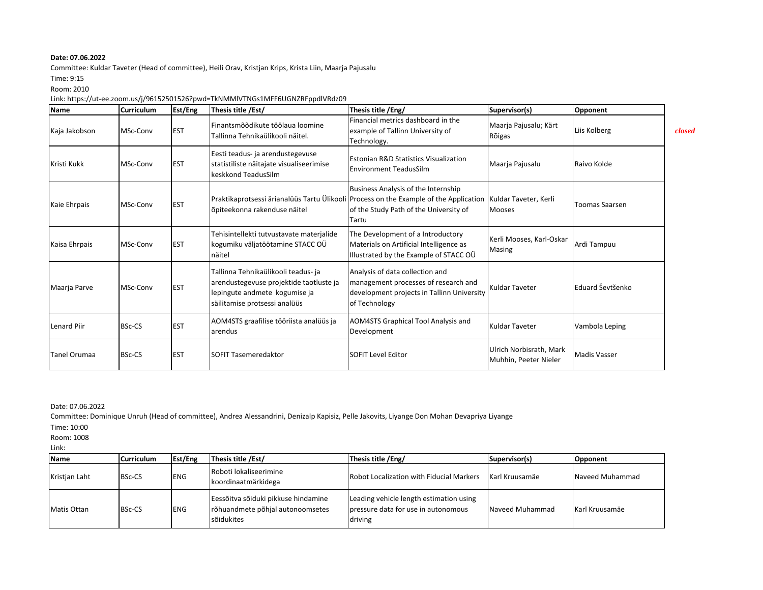**Date: 07.06.2022**

Committee: Kuldar Taveter (Head of committee), Heili Orav, Kristjan Krips, Krista Liin, Maarja Pajusalu

Time: 9:15

Room: 2010

Link: https://ut-ee.zoom.us/j/96152501526?pwd=TkNMMlVTNGs1MFF6UGNZRFppdlVRdz09

| Name | Curriculum | Est/Eng | Thesis title /Est/ | Thesis title /Eng/ | Supervisor(s) | Opponent | |
|---|---|---|---|---|---|---|---|
| Kaja Jakobson | MSc-Conv | EST | Finantsmõõdikute töölaua loomine Tallinna Tehnikaülikooli näitel. | Financial metrics dashboard in the example of Tallinn University of Technology. | Maarja Pajusalu; Kärt Rõigas | Liis Kolberg | *closed* |
| Kristi Kukk | MSc-Conv | EST | Eesti teadus- ja arendustegevuse statistiliste näitajate visualiseerimise keskkond TeadusSilm | Estonian R&D Statistics Visualization Environment TeadusSilm | Maarja Pajusalu | Raivo Kolde | |
| Kaie Ehrpais | MSc-Conv | EST | Praktikaprotsessi ärianalüüs Tartu Ülikooli õpiteekonna rakenduse näitel | Business Analysis of the Internship Process on the Example of the Application of the Study Path of the University of Tartu | Kuldar Taveter, Kerli Mooses | Toomas Saarsen | |
| Kaisa Ehrpais | MSc-Conv | EST | Tehisintellekti tutvustavate materjalide kogumiku väljatöötamine STACC OÜ näitel | The Development of a Introductory Materials on Artificial Intelligence as Illustrated by the Example of STACC OÜ | Kerli Mooses, Karl-Oskar Masing | Ardi Tampuu | |
| Maarja Parve | MSc-Conv | EST | Tallinna Tehnikaülikooli teadus- ja arendustegevuse projektide taotluste ja lepingute andmete kogumise ja säilitamise protsessi analüüs | Analysis of data collection and management processes of research and development projects in Tallinn University of Technology | Kuldar Taveter | Eduard Ševtšenko | |
| Lenard Piir | BSc-CS | EST | AOM4STS graafilise tööriista analüüs ja arendus | AOM4STS Graphical Tool Analysis and Development | Kuldar Taveter | Vambola Leping | |
| Tanel Orumaa | BSc-CS | EST | SOFIT Tasemeredaktor | SOFIT Level Editor | Ulrich Norbisrath, Mark Muhhin, Peeter Nieler | Madis Vasser | |

Date: 07.06.2022

Committee: Dominique Unruh (Head of committee), Andrea Alessandrini, Denizalp Kapisiz, Pelle Jakovits, Liyange Don Mohan Devapriya Liyange

Time: 10:00

Room: 1008

Link:

| Name | Curriculum | Est/Eng | Thesis title /Est/ | Thesis title /Eng/ | Supervisor(s) | Opponent |
|---|---|---|---|---|---|---|
| Kristjan Laht | BSc-CS | ENG | Roboti lokaliseerimine koordinaatmärkidega | Robot Localization with Fiducial Markers | Karl Kruusamäe | Naveed Muhammad |
| Matis Ottan | BSc-CS | ENG | Eessõitva sõiduki pikkuse hindamine rõhuandmete põhjal autonoomsetes sõidukites | Leading vehicle length estimation using pressure data for use in autonomous driving | Naveed Muhammad | Karl Kruusamäe |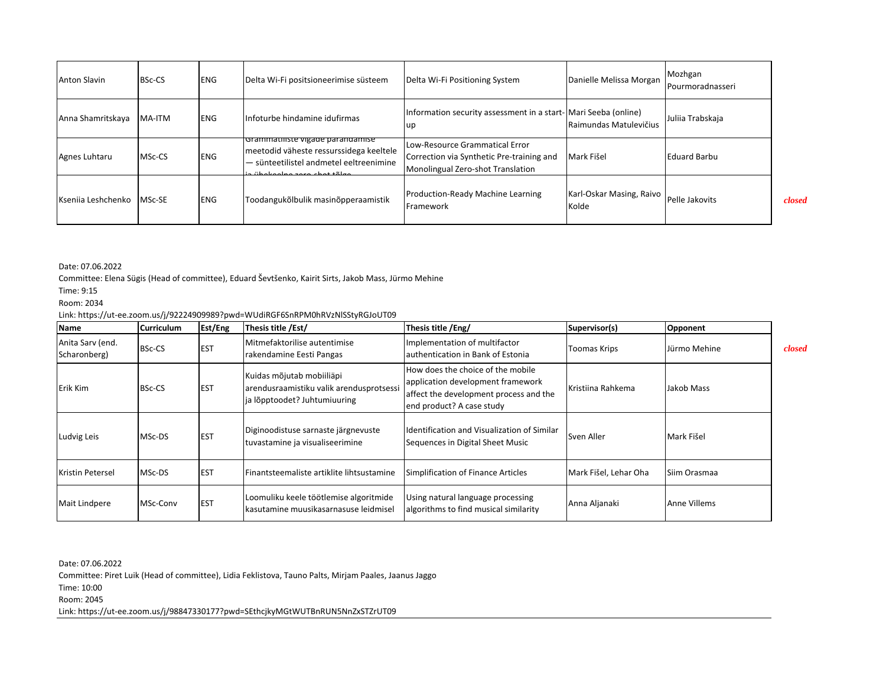| Anton Slavin | BSc-CS | ENG | Delta Wi-Fi positsioneerimise süsteem | Delta Wi-Fi Positioning System | Danielle Melissa Morgan | Mozhgan Pourmoradnasseri | |
|---|---|---|---|---|---|---|---|
| Anna Shamritskaya | MA-ITM | ENG | Infoturbe hindamine idufirmas | Information security assessment in a start-up | Mari Seeba (online) Raimundas Matulevičius | Juliia Trabskaja | |
| Agnes Luhtaru | MSc-CS | ENG | Grammatiliste vigade parandamise meetodid väheste ressurssidega keeltele — sünteetilistel andmetel eeltreenimine ja ükskeelne zero-shot tõlge | Low-Resource Grammatical Error Correction via Synthetic Pre-training and Monolingual Zero-shot Translation | Mark Fišel | Eduard Barbu | |
| Kseniia Leshchenko | MSc-SE | ENG | Toodangukõlbulik masinõpperaamistik | Production-Ready Machine Learning Framework | Karl-Oskar Masing, Raivo Kolde | Pelle Jakovits | *closed* |

Date: 07.06.2022

Committee: Elena Sügis (Head of committee), Eduard Ševtšenko, Kairit Sirts, Jakob Mass, Jürmo Mehine

Time: 9:15

Room: 2034

Link: https://ut-ee.zoom.us/j/92224909989?pwd=WUdiRGF6SnRPM0hRVzNlSStyRGJoUT09

| Name | Curriculum | Est/Eng | Thesis title /Est/ | Thesis title /Eng/ | Supervisor(s) | Opponent | |
|---|---|---|---|---|---|---|---|
| Anita Sarv (end. Scharonberg) | BSc-CS | EST | Mitmefaktorilise autentimise rakendamine Eesti Pangas | Implementation of multifactor authentication in Bank of Estonia | Toomas Krips | Jürmo Mehine | *closed* |
| Erik Kim | BSc-CS | EST | Kuidas mõjutab mobiiliäpi arendusraamistiku valik arendusprotsessi ja lõpptoodet? Juhtumiuuring | How does the choice of the mobile application development framework affect the development process and the end product? A case study | Kristiina Rahkema | Jakob Mass | |
| Ludvig Leis | MSc-DS | EST | Diginoodistuse sarnaste järgnevuste tuvastamine ja visualiseerimine | Identification and Visualization of Similar Sequences in Digital Sheet Music | Sven Aller | Mark Fišel | |
| Kristin Petersel | MSc-DS | EST | Finantsteemaliste artiklite lihtsustamine | Simplification of Finance Articles | Mark Fišel, Lehar Oha | Siim Orasmaa | |
| Mait Lindpere | MSc-Conv | EST | Loomuliku keele töötlemise algoritmide kasutamine muusikasarnasuse leidmisel | Using natural language processing algorithms to find musical similarity | Anna Aljanaki | Anne Villems | |

Date: 07.06.2022

Committee: Piret Luik (Head of committee), Lidia Feklistova, Tauno Palts, Mirjam Paales, Jaanus Jaggo

Time: 10:00

Room: 2045

Link: https://ut-ee.zoom.us/j/98847330177?pwd=SEthcjkyMGtWUTBnRUN5NnZxSTZrUT09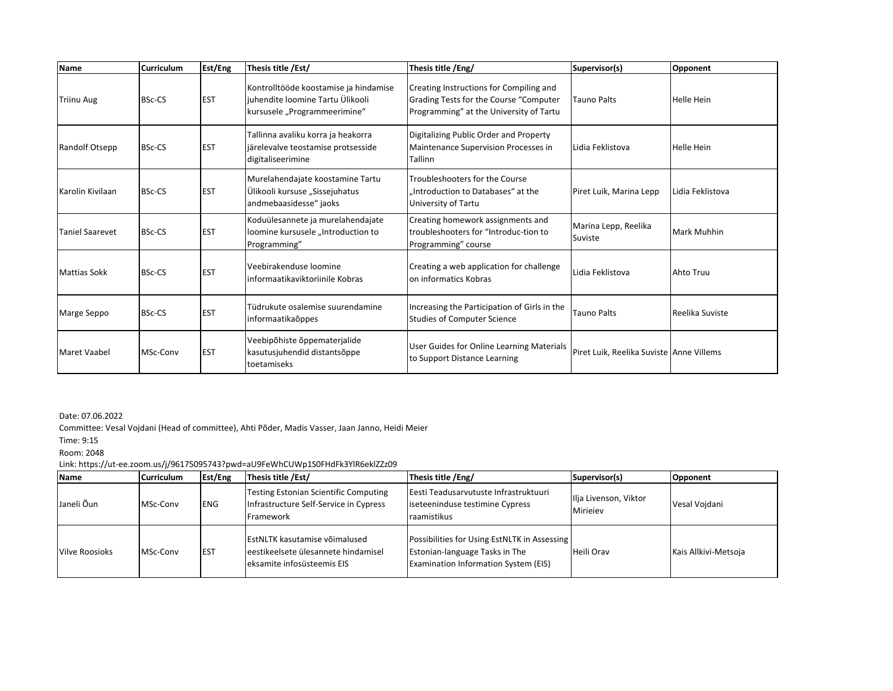| Name | Curriculum | Est/Eng | Thesis title /Est/ | Thesis title /Eng/ | Supervisor(s) | Opponent |
|---|---|---|---|---|---|---|
| Triinu Aug | BSc-CS | EST | Kontrolltööde koostamise ja hindamise juhendite loomine Tartu Ülikooli kursusele „Programmeerimine“ | Creating Instructions for Compiling and Grading Tests for the Course “Computer Programming” at the University of Tartu | Tauno Palts | Helle Hein |
| Randolf Otsepp | BSc-CS | EST | Tallinna avaliku korra ja heakorra järelevalve teostamise protsesside digitaliseerimine | Digitalizing Public Order and Property Maintenance Supervision Processes in Tallinn | Lidia Feklistova | Helle Hein |
| Karolin Kivilaan | BSc-CS | EST | Murelahendajate koostamine Tartu Ülikooli kursuse „Sissejuhatus andmebaasidesse“ jaoks | Troubleshooters for the Course „Introduction to Databases“ at the University of Tartu | Piret Luik, Marina Lepp | Lidia Feklistova |
| Taniel Saarevet | BSc-CS | EST | Koduülesannete ja murelahendajate loomine kursusele „Introduction to Programming” | Creating homework assignments and troubleshooters for “Introduc-tion to Programming” course | Marina Lepp, Reelika Suviste | Mark Muhhin |
| Mattias Sokk | BSc-CS | EST | Veebirakenduse loomine informaatikaviktoriinile Kobras | Creating a web application for challenge on informatics Kobras | Lidia Feklistova | Ahto Truu |
| Marge Seppo | BSc-CS | EST | Tüdrukute osalemise suurendamine informaatikaõppes | Increasing the Participation of Girls in the Studies of Computer Science | Tauno Palts | Reelika Suviste |
| Maret Vaabel | MSc-Conv | EST | Veebipõhiste õppematerjalide kasutusjuhendid distantsõppe toetamiseks | User Guides for Online Learning Materials to Support Distance Learning | Piret Luik, Reelika Suviste | Anne Villems |

Date: 07.06.2022

Committee: Vesal Vojdani (Head of committee), Ahti Põder, Madis Vasser, Jaan Janno, Heidi Meier

Time: 9:15

Room: 2048

Link: https://ut-ee.zoom.us/j/96175095743?pwd=aU9FeWhCUWp1S0FHdFk3YlR6eklZZz09

| Name | Curriculum | Est/Eng | Thesis title /Est/ | Thesis title /Eng/ | Supervisor(s) | Opponent |
|---|---|---|---|---|---|---|
| Janeli Õun | MSc-Conv | ENG | Testing Estonian Scientific Computing Infrastructure Self-Service in Cypress Framework | Eesti Teadusarvutuste Infrastruktuuri iseteeninduse testimine Cypress raamistikus | Ilja Livenson, Viktor Mirieiev | Vesal Vojdani |
| Vilve Roosioks | MSc-Conv | EST | EstNLTK kasutamise võimalused eestikeelsete ülesannete hindamisel eksamite infosüsteemis EIS | Possibilities for Using EstNLTK in Assessing Estonian-language Tasks in The Examination Information System (EIS) | Heili Orav | Kais Allkivi-Metsoja |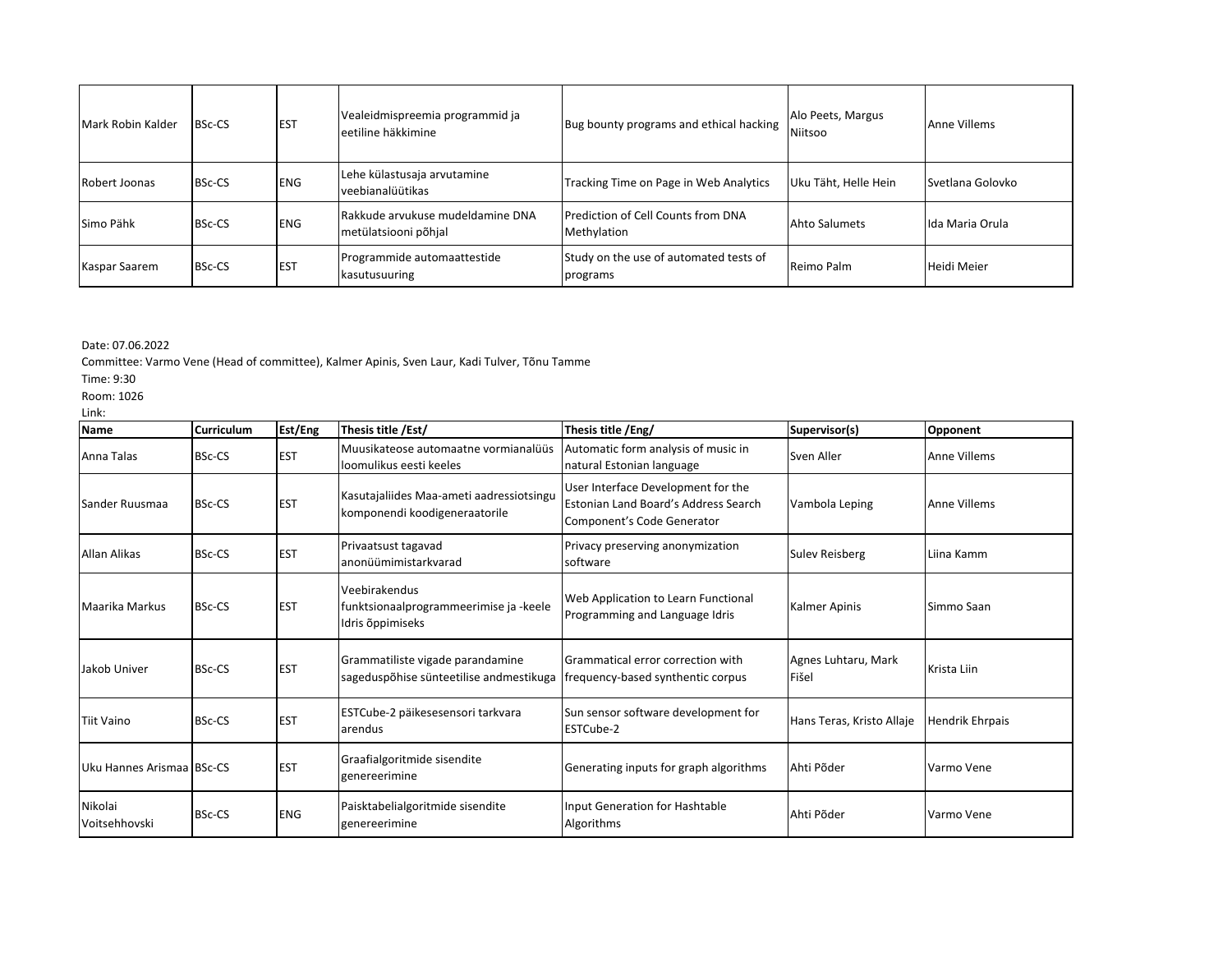| | | | | | | |
|---|---|---|---|---|---|---|
| Mark Robin Kalder | BSc-CS | EST | Vealeidmispreemia programmid ja eetiline häkkimine | Bug bounty programs and ethical hacking | Alo Peets, Margus Niitsoo | Anne Villems |
| Robert Joonas | BSc-CS | ENG | Lehe külastusaja arvutamine veebianalüütikas | Tracking Time on Page in Web Analytics | Uku Täht, Helle Hein | Svetlana Golovko |
| Simo Pähk | BSc-CS | ENG | Rakkude arvukuse mudeldamine DNA metülatsiooni põhjal | Prediction of Cell Counts from DNA Methylation | Ahto Salumets | Ida Maria Orula |
| Kaspar Saarem | BSc-CS | EST | Programmide automaattestide kasutusuuring | Study on the use of automated tests of programs | Reimo Palm | Heidi Meier |

Date: 07.06.2022
Committee: Varmo Vene (Head of committee), Kalmer Apinis, Sven Laur, Kadi Tulver, Tõnu Tamme
Time: 9:30
Room: 1026
Link:

| Name | Curriculum | Est/Eng | Thesis title /Est/ | Thesis title /Eng/ | Supervisor(s) | Opponent |
|---|---|---|---|---|---|---|
| Anna Talas | BSc-CS | EST | Muusikateose automaatne vormianalüüs loomulikus eesti keeles | Automatic form analysis of music in natural Estonian language | Sven Aller | Anne Villems |
| Sander Ruusmaa | BSc-CS | EST | Kasutajaliides Maa-ameti aadressiotsingu komponendi koodigeneraatorile | User Interface Development for the Estonian Land Board's Address Search Component's Code Generator | Vambola Leping | Anne Villems |
| Allan Alikas | BSc-CS | EST | Privaatsust tagavad anonüümimistarkvarad | Privacy preserving anonymization software | Sulev Reisberg | Liina Kamm |
| Maarika Markus | BSc-CS | EST | Veebirakendus funktsionaalprogrammeerimise ja -keele Idris õppimiseks | Web Application to Learn Functional Programming and Language Idris | Kalmer Apinis | Simmo Saan |
| Jakob Univer | BSc-CS | EST | Grammatiliste vigade parandamine sageduspõhise sünteetilise andmestikuga | Grammatical error correction with frequency-based synthentic corpus | Agnes Luhtaru, Mark Fišel | Krista Liin |
| Tiit Vaino | BSc-CS | EST | ESTCube-2 päikesesensori tarkvara arendus | Sun sensor software development for ESTCube-2 | Hans Teras, Kristo Allaje | Hendrik Ehrpais |
| Uku Hannes Arismaa | BSc-CS | EST | Graafialgoritmide sisendite genereerimine | Generating inputs for graph algorithms | Ahti Põder | Varmo Vene |
| Nikolai Voitsehhovski | BSc-CS | ENG | Paisktabelialgoritmide sisendite genereerimine | Input Generation for Hashtable Algorithms | Ahti Põder | Varmo Vene |